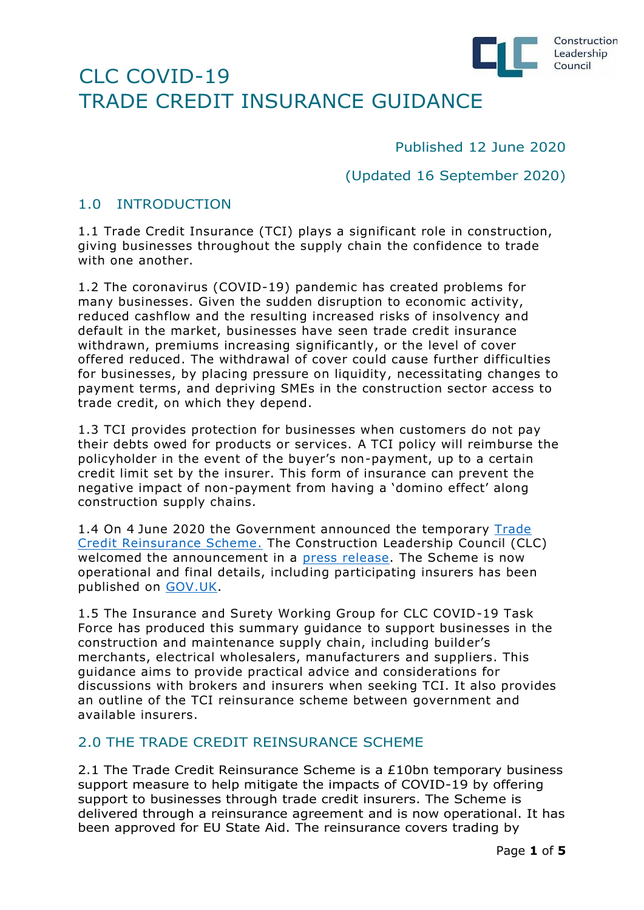# CLC COVID-19 TRADE CREDIT INSURANCE GUIDANCE

Published 12 June 2020

(Updated 16 September 2020)

## 1.0 INTRODUCTION

1.1 Trade Credit Insurance (TCI) plays a significant role in construction, giving businesses throughout the supply chain the confidence to trade with one another.

1.2 The coronavirus (COVID-19) pandemic has created problems for many businesses. Given the sudden disruption to economic activity, reduced cashflow and the resulting increased risks of insolvency and default in the market, businesses have seen trade credit insurance withdrawn, premiums increasing significantly, or the level of cover offered reduced. The withdrawal of cover could cause further difficulties for businesses, by placing pressure on liquidity, necessitating changes to payment terms, and depriving SMEs in the construction sector access to trade credit, on which they depend.

1.3 TCI provides protection for businesses when customers do not pay their debts owed for products or services. A TCI policy will reimburse the policyholder in the event of the buyer's non-payment, up to a certain credit limit set by the insurer. This form of insurance can prevent the negative impact of non-payment from having a 'domino effect' along construction supply chains.

1.4 On 4 June 2020 the Government announced the temporary Trade Credit Reinsurance Scheme. The Construction Leadership Council (CLC) welcomed the announcement in a press release. The Scheme is now operational and final details, including participating insurers has been published on GOV.UK.

1.5 The Insurance and Surety Working Group for CLC COVID-19 Task Force has produced this summary guidance to support businesses in the construction and maintenance supply chain, including builder's merchants, electrical wholesalers, manufacturers and suppliers. This guidance aims to provide practical advice and considerations for discussions with brokers and insurers when seeking TCI. It also provides an outline of the TCI reinsurance scheme between government and available insurers.

## 2.0 THE TRADE CREDIT REINSURANCE SCHEME

2.1 The Trade Credit Reinsurance Scheme is a £10bn temporary business support measure to help mitigate the impacts of COVID-19 by offering support to businesses through trade credit insurers. The Scheme is delivered through a reinsurance agreement and is now operational. It has been approved for EU State Aid. The reinsurance covers trading by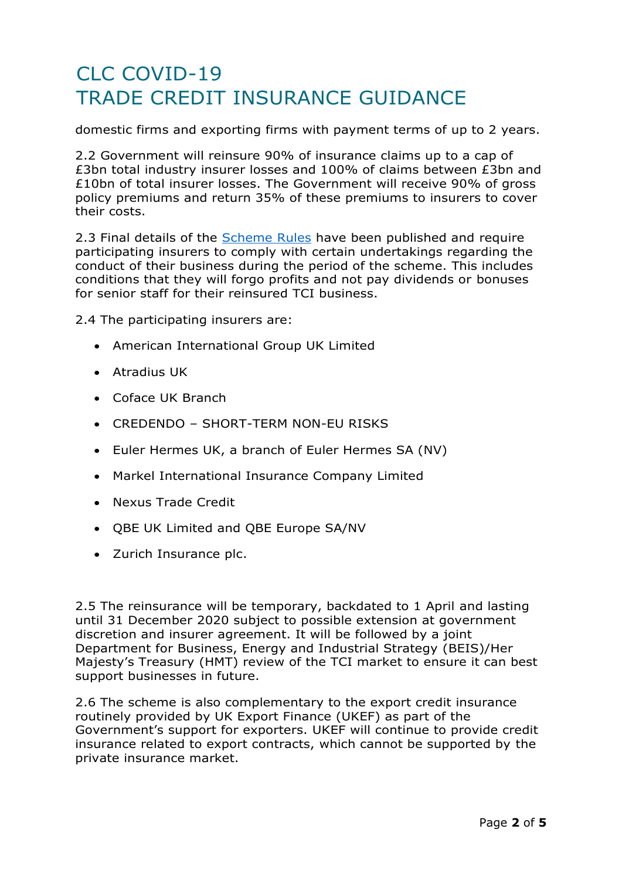domestic firms and exporting firms with payment terms of up to 2 years.

2.2 Government will reinsure 90% of insurance claims up to a cap of £3bn total industry insurer losses and 100% of claims between £3bn and £10bn of total insurer losses. The Government will receive 90% of gross policy premiums and return 35% of these premiums to insurers to cover their costs.

2.3 Final details of the [Scheme Rules]() have been published and require participating insurers to comply with certain undertakings regarding the conduct of their business during the period of the scheme. This includes conditions that they will forgo profits and not pay dividends or bonuses for senior staff for their reinsured TCI business.

2.4 The participating insurers are:

- American International Group UK Limited
- Atradius UK
- Coface UK Branch
- CREDENDO – SHORT-TERM NON-EU RISKS
- Euler Hermes UK, a branch of Euler Hermes SA (NV)
- Markel International Insurance Company Limited
- Nexus Trade Credit
- QBE UK Limited and QBE Europe SA/NV
- Zurich Insurance plc.

2.5 The reinsurance will be temporary, backdated to 1 April and lasting until 31 December 2020 subject to possible extension at government discretion and insurer agreement. It will be followed by a joint Department for Business, Energy and Industrial Strategy (BEIS)/Her Majesty's Treasury (HMT) review of the TCI market to ensure it can best support businesses in future.

2.6 The scheme is also complementary to the export credit insurance routinely provided by UK Export Finance (UKEF) as part of the Government's support for exporters. UKEF will continue to provide credit insurance related to export contracts, which cannot be supported by the private insurance market.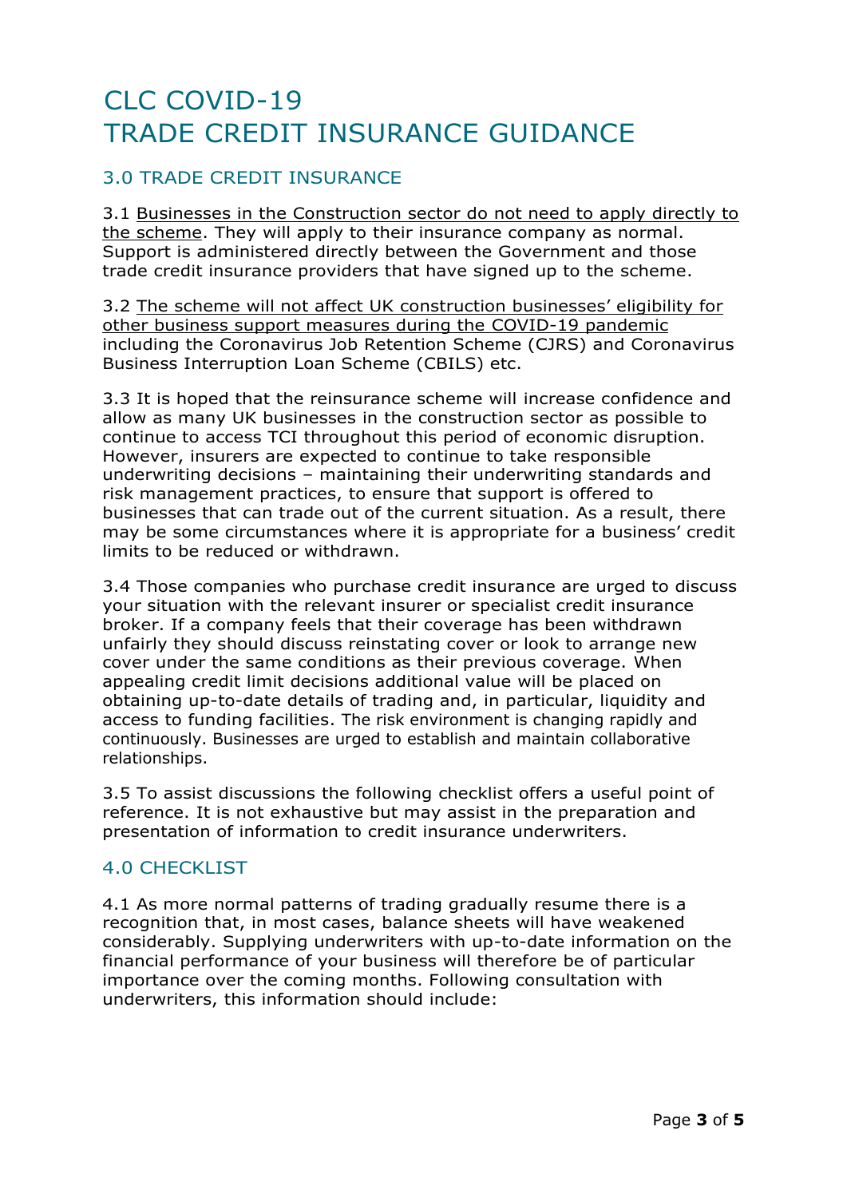# CLC COVID-19 TRADE CREDIT INSURANCE GUIDANCE

## 3.0 TRADE CREDIT INSURANCE

3.1 Businesses in the Construction sector do not need to apply directly to the scheme. They will apply to their insurance company as normal. Support is administered directly between the Government and those trade credit insurance providers that have signed up to the scheme.

3.2 The scheme will not affect UK construction businesses' eligibility for other business support measures during the COVID-19 pandemic including the Coronavirus Job Retention Scheme (CJRS) and Coronavirus Business Interruption Loan Scheme (CBILS) etc.

3.3 It is hoped that the reinsurance scheme will increase confidence and allow as many UK businesses in the construction sector as possible to continue to access TCI throughout this period of economic disruption. However, insurers are expected to continue to take responsible underwriting decisions – maintaining their underwriting standards and risk management practices, to ensure that support is offered to businesses that can trade out of the current situation. As a result, there may be some circumstances where it is appropriate for a business' credit limits to be reduced or withdrawn.

3.4 Those companies who purchase credit insurance are urged to discuss your situation with the relevant insurer or specialist credit insurance broker. If a company feels that their coverage has been withdrawn unfairly they should discuss reinstating cover or look to arrange new cover under the same conditions as their previous coverage. When appealing credit limit decisions additional value will be placed on obtaining up-to-date details of trading and, in particular, liquidity and access to funding facilities. The risk environment is changing rapidly and continuously. Businesses are urged to establish and maintain collaborative relationships.

3.5 To assist discussions the following checklist offers a useful point of reference. It is not exhaustive but may assist in the preparation and presentation of information to credit insurance underwriters.

## 4.0 CHECKLIST

4.1 As more normal patterns of trading gradually resume there is a recognition that, in most cases, balance sheets will have weakened considerably. Supplying underwriters with up-to-date information on the financial performance of your business will therefore be of particular importance over the coming months. Following consultation with underwriters, this information should include: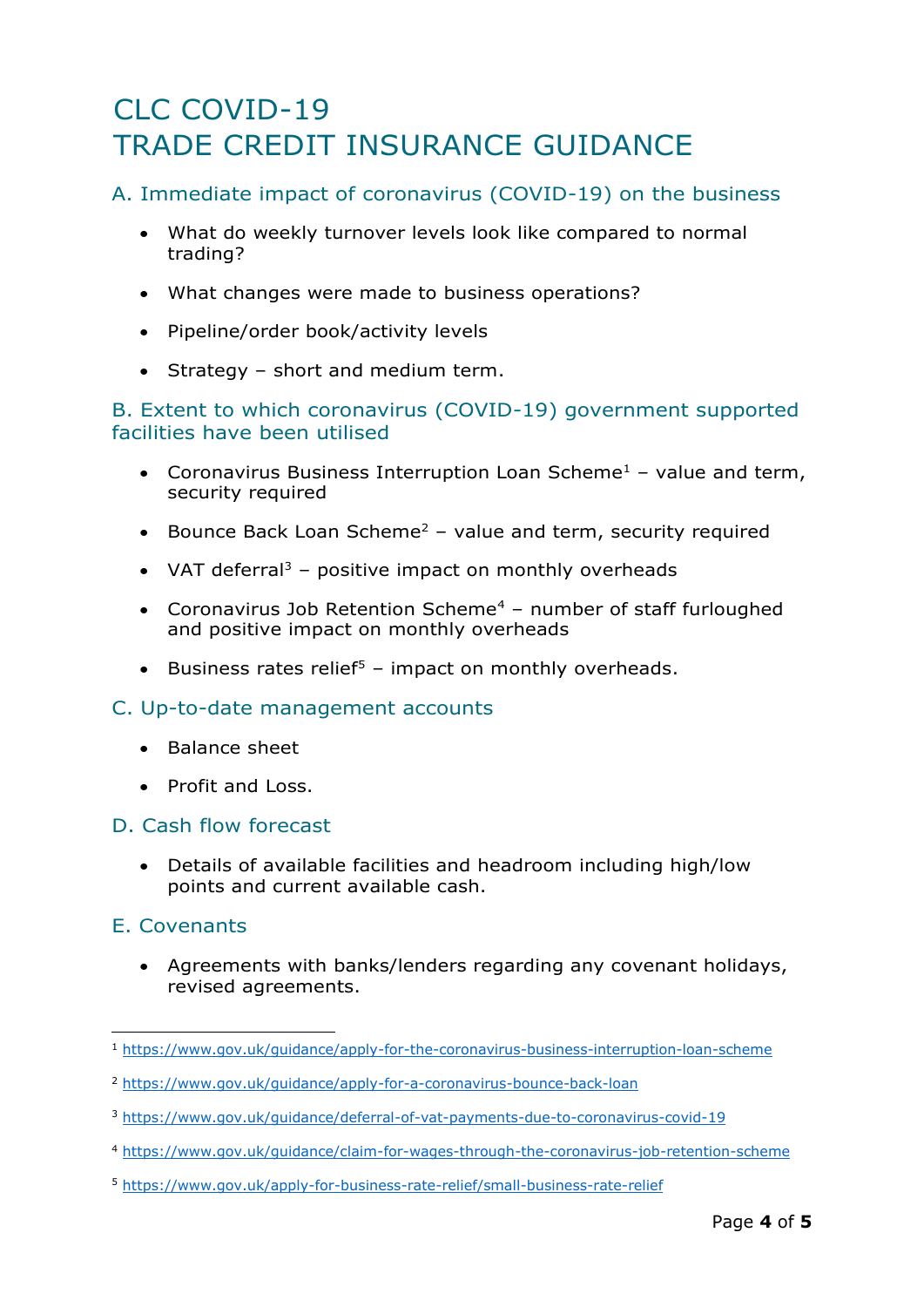# CLC COVID-19
# TRADE CREDIT INSURANCE GUIDANCE

## A. Immediate impact of coronavirus (COVID-19) on the business

- What do weekly turnover levels look like compared to normal trading?
- What changes were made to business operations?
- Pipeline/order book/activity levels
- Strategy – short and medium term.

## B. Extent to which coronavirus (COVID-19) government supported facilities have been utilised

- Coronavirus Business Interruption Loan Scheme[1] – value and term, security required
- Bounce Back Loan Scheme[2] – value and term, security required
- VAT deferral[3] – positive impact on monthly overheads
- Coronavirus Job Retention Scheme[4] – number of staff furloughed and positive impact on monthly overheads
- Business rates relief[5] – impact on monthly overheads.

## C. Up-to-date management accounts

- Balance sheet
- Profit and Loss.

## D. Cash flow forecast

- Details of available facilities and headroom including high/low points and current available cash.

## E. Covenants

- Agreements with banks/lenders regarding any covenant holidays, revised agreements.

---

[1] https://www.gov.uk/guidance/apply-for-the-coronavirus-business-interruption-loan-scheme

[2] https://www.gov.uk/guidance/apply-for-a-coronavirus-bounce-back-loan

[3] https://www.gov.uk/guidance/deferral-of-vat-payments-due-to-coronavirus-covid-19

[4] https://www.gov.uk/guidance/claim-for-wages-through-the-coronavirus-job-retention-scheme

[5] https://www.gov.uk/apply-for-business-rate-relief/small-business-rate-relief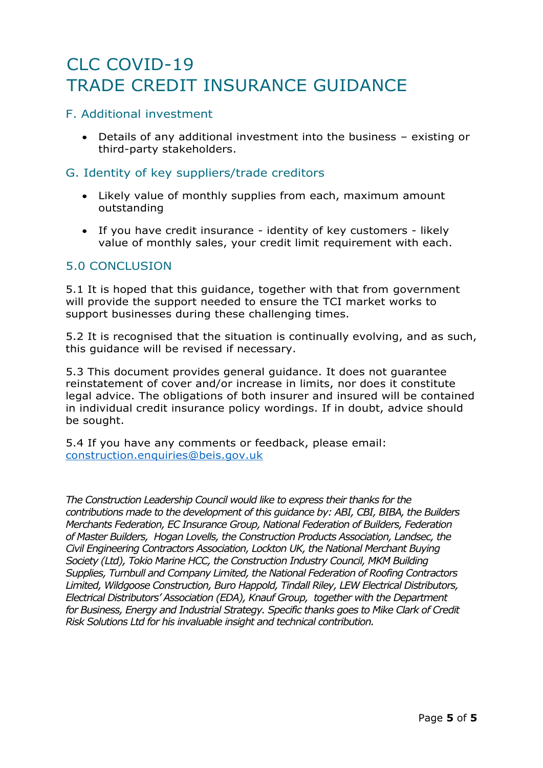# CLC COVID-19
# TRADE CREDIT INSURANCE GUIDANCE

### F. Additional investment

- Details of any additional investment into the business – existing or third-party stakeholders.

### G. Identity of key suppliers/trade creditors

- Likely value of monthly supplies from each, maximum amount outstanding
- If you have credit insurance - identity of key customers - likely value of monthly sales, your credit limit requirement with each.

## 5.0 CONCLUSION

5.1 It is hoped that this guidance, together with that from government will provide the support needed to ensure the TCI market works to support businesses during these challenging times.

5.2 It is recognised that the situation is continually evolving, and as such, this guidance will be revised if necessary.

5.3 This document provides general guidance. It does not guarantee reinstatement of cover and/or increase in limits, nor does it constitute legal advice. The obligations of both insurer and insured will be contained in individual credit insurance policy wordings. If in doubt, advice should be sought.

5.4 If you have any comments or feedback, please email: construction.enquiries@beis.gov.uk

*The Construction Leadership Council would like to express their thanks for the contributions made to the development of this guidance by: ABI, CBI, BIBA, the Builders Merchants Federation, EC Insurance Group, National Federation of Builders, Federation of Master Builders, Hogan Lovells, the Construction Products Association, Landsec, the Civil Engineering Contractors Association, Lockton UK, the National Merchant Buying Society (Ltd), Tokio Marine HCC, the Construction Industry Council, MKM Building Supplies, Turnbull and Company Limited, the National Federation of Roofing Contractors Limited, Wildgoose Construction, Buro Happold, Tindall Riley, LEW Electrical Distributors, Electrical Distributors' Association (EDA), Knauf Group, together with the Department for Business, Energy and Industrial Strategy. Specific thanks goes to Mike Clark of Credit Risk Solutions Ltd for his invaluable insight and technical contribution.*